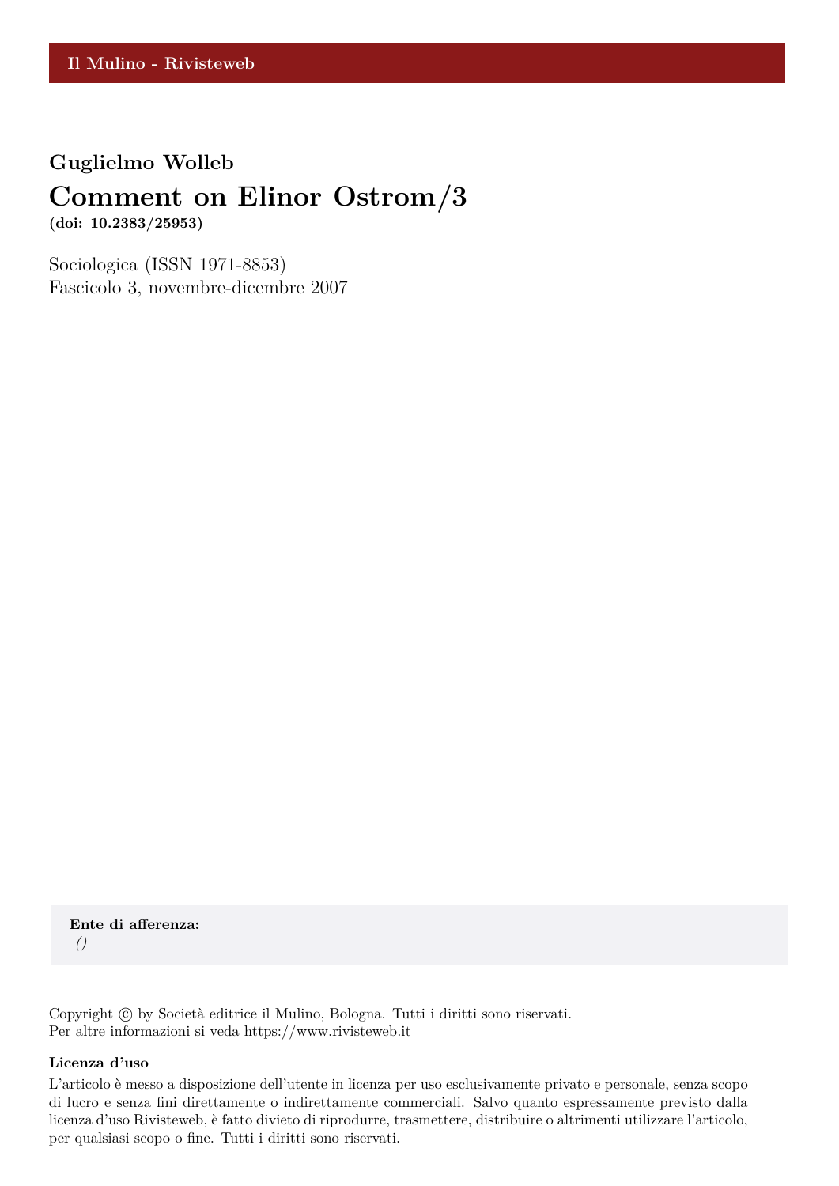Il Mulino - Rivisteweb

**Guglielmo Wolleb**

# Comment on Elinor Ostrom/3

**(doi: 10.2383/25953)**

Sociologica (ISSN 1971-8853)
Fascicolo 3, novembre-dicembre 2007

**Ente di afferenza:**
*()*

Copyright © by Società editrice il Mulino, Bologna. Tutti i diritti sono riservati.
Per altre informazioni si veda https://www.rivisteweb.it

**Licenza d'uso**

L'articolo è messo a disposizione dell'utente in licenza per uso esclusivamente privato e personale, senza scopo di lucro e senza fini direttamente o indirettamente commerciali. Salvo quanto espressamente previsto dalla licenza d'uso Rivisteweb, è fatto divieto di riprodurre, trasmettere, distribuire o altrimenti utilizzare l'articolo, per qualsiasi scopo o fine. Tutti i diritti sono riservati.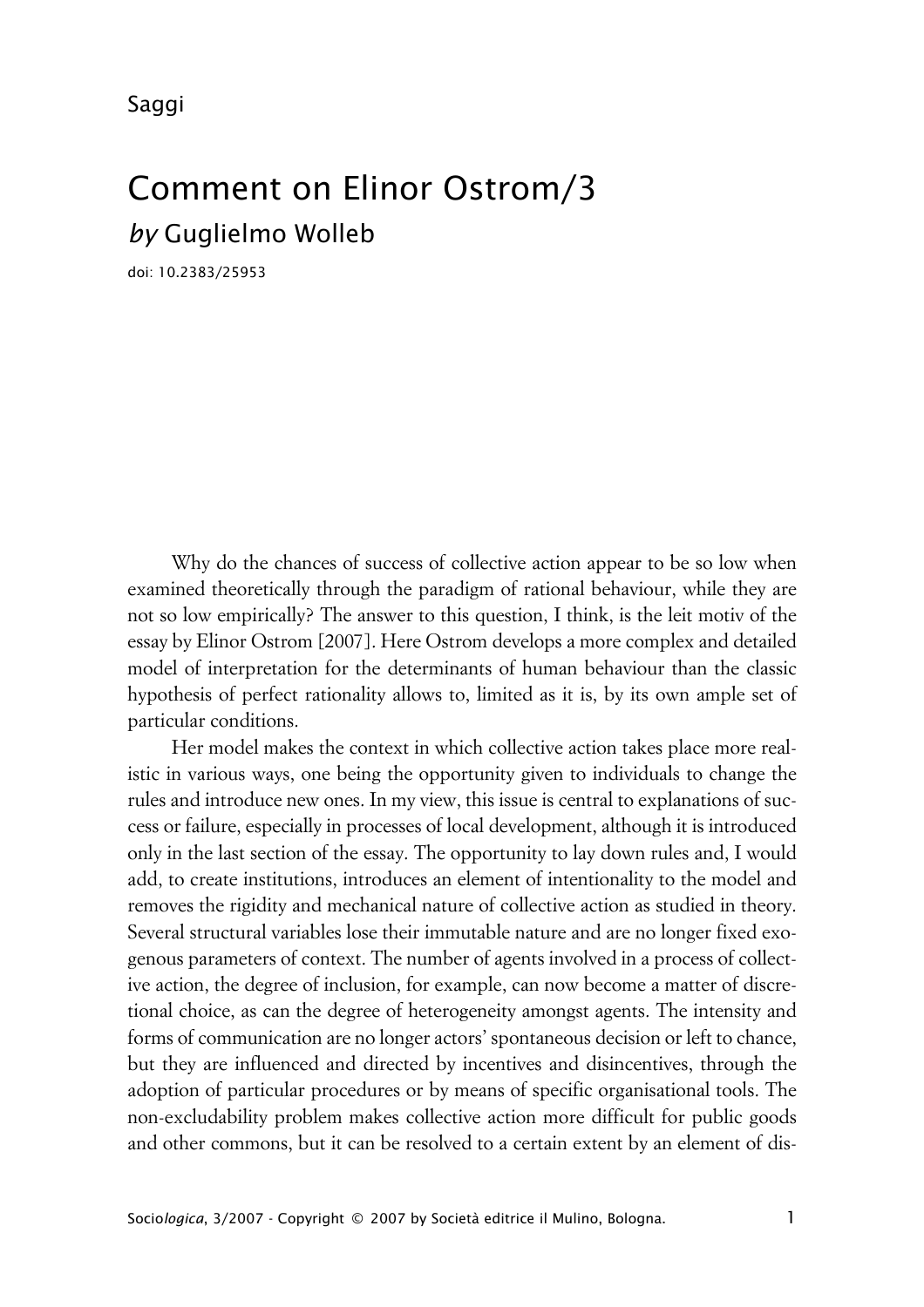Saggi

# Comment on Elinor Ostrom/3

*by* Guglielmo Wolleb

doi: 10.2383/25953

Why do the chances of success of collective action appear to be so low when examined theoretically through the paradigm of rational behaviour, while they are not so low empirically? The answer to this question, I think, is the leit motiv of the essay by Elinor Ostrom [2007]. Here Ostrom develops a more complex and detailed model of interpretation for the determinants of human behaviour than the classic hypothesis of perfect rationality allows to, limited as it is, by its own ample set of particular conditions.

Her model makes the context in which collective action takes place more realistic in various ways, one being the opportunity given to individuals to change the rules and introduce new ones. In my view, this issue is central to explanations of success or failure, especially in processes of local development, although it is introduced only in the last section of the essay. The opportunity to lay down rules and, I would add, to create institutions, introduces an element of intentionality to the model and removes the rigidity and mechanical nature of collective action as studied in theory. Several structural variables lose their immutable nature and are no longer fixed exogenous parameters of context. The number of agents involved in a process of collective action, the degree of inclusion, for example, can now become a matter of discretional choice, as can the degree of heterogeneity amongst agents. The intensity and forms of communication are no longer actors' spontaneous decision or left to chance, but they are influenced and directed by incentives and disincentives, through the adoption of particular procedures or by means of specific organisational tools. The non-excludability problem makes collective action more difficult for public goods and other commons, but it can be resolved to a certain extent by an element of dis-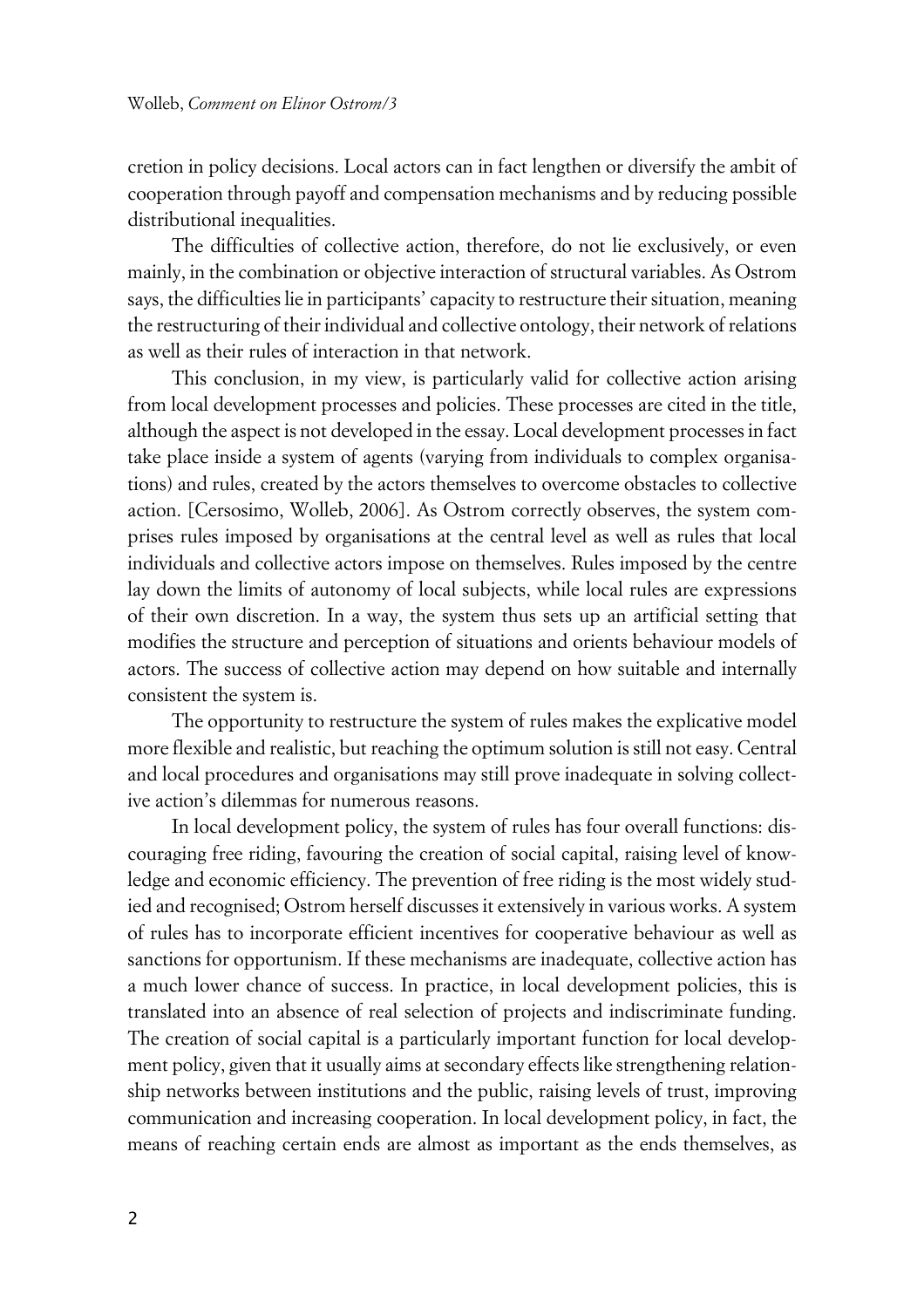cretion in policy decisions. Local actors can in fact lengthen or diversify the ambit of cooperation through payoff and compensation mechanisms and by reducing possible distributional inequalities.

The difficulties of collective action, therefore, do not lie exclusively, or even mainly, in the combination or objective interaction of structural variables. As Ostrom says, the difficulties lie in participants' capacity to restructure their situation, meaning the restructuring of their individual and collective ontology, their network of relations as well as their rules of interaction in that network.

This conclusion, in my view, is particularly valid for collective action arising from local development processes and policies. These processes are cited in the title, although the aspect is not developed in the essay. Local development processes in fact take place inside a system of agents (varying from individuals to complex organisations) and rules, created by the actors themselves to overcome obstacles to collective action. [Cersosimo, Wolleb, 2006]. As Ostrom correctly observes, the system comprises rules imposed by organisations at the central level as well as rules that local individuals and collective actors impose on themselves. Rules imposed by the centre lay down the limits of autonomy of local subjects, while local rules are expressions of their own discretion. In a way, the system thus sets up an artificial setting that modifies the structure and perception of situations and orients behaviour models of actors. The success of collective action may depend on how suitable and internally consistent the system is.

The opportunity to restructure the system of rules makes the explicative model more flexible and realistic, but reaching the optimum solution is still not easy. Central and local procedures and organisations may still prove inadequate in solving collective action's dilemmas for numerous reasons.

In local development policy, the system of rules has four overall functions: discouraging free riding, favouring the creation of social capital, raising level of knowledge and economic efficiency. The prevention of free riding is the most widely studied and recognised; Ostrom herself discusses it extensively in various works. A system of rules has to incorporate efficient incentives for cooperative behaviour as well as sanctions for opportunism. If these mechanisms are inadequate, collective action has a much lower chance of success. In practice, in local development policies, this is translated into an absence of real selection of projects and indiscriminate funding. The creation of social capital is a particularly important function for local development policy, given that it usually aims at secondary effects like strengthening relationship networks between institutions and the public, raising levels of trust, improving communication and increasing cooperation. In local development policy, in fact, the means of reaching certain ends are almost as important as the ends themselves, as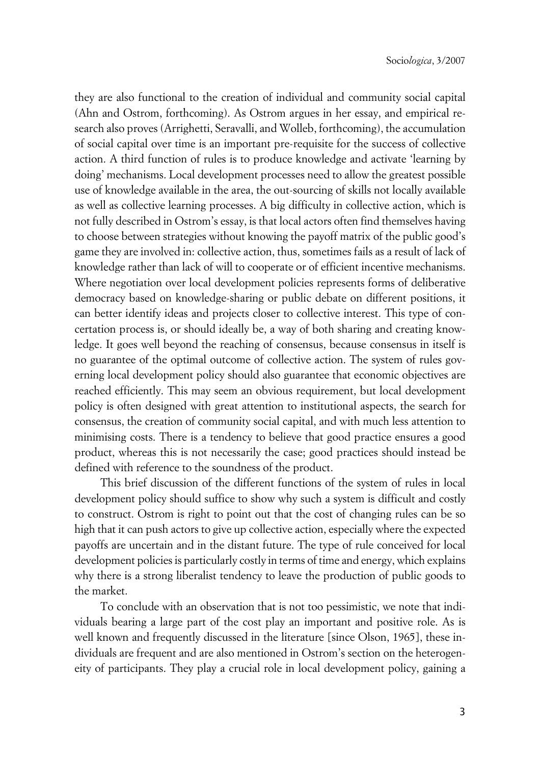they are also functional to the creation of individual and community social capital (Ahn and Ostrom, forthcoming). As Ostrom argues in her essay, and empirical research also proves (Arrighetti, Seravalli, and Wolleb, forthcoming), the accumulation of social capital over time is an important pre-requisite for the success of collective action. A third function of rules is to produce knowledge and activate 'learning by doing' mechanisms. Local development processes need to allow the greatest possible use of knowledge available in the area, the out-sourcing of skills not locally available as well as collective learning processes. A big difficulty in collective action, which is not fully described in Ostrom's essay, is that local actors often find themselves having to choose between strategies without knowing the payoff matrix of the public good's game they are involved in: collective action, thus, sometimes fails as a result of lack of knowledge rather than lack of will to cooperate or of efficient incentive mechanisms. Where negotiation over local development policies represents forms of deliberative democracy based on knowledge-sharing or public debate on different positions, it can better identify ideas and projects closer to collective interest. This type of concertation process is, or should ideally be, a way of both sharing and creating knowledge. It goes well beyond the reaching of consensus, because consensus in itself is no guarantee of the optimal outcome of collective action. The system of rules governing local development policy should also guarantee that economic objectives are reached efficiently. This may seem an obvious requirement, but local development policy is often designed with great attention to institutional aspects, the search for consensus, the creation of community social capital, and with much less attention to minimising costs. There is a tendency to believe that good practice ensures a good product, whereas this is not necessarily the case; good practices should instead be defined with reference to the soundness of the product.

This brief discussion of the different functions of the system of rules in local development policy should suffice to show why such a system is difficult and costly to construct. Ostrom is right to point out that the cost of changing rules can be so high that it can push actors to give up collective action, especially where the expected payoffs are uncertain and in the distant future. The type of rule conceived for local development policies is particularly costly in terms of time and energy, which explains why there is a strong liberalist tendency to leave the production of public goods to the market.

To conclude with an observation that is not too pessimistic, we note that individuals bearing a large part of the cost play an important and positive role. As is well known and frequently discussed in the literature [since Olson, 1965], these individuals are frequent and are also mentioned in Ostrom's section on the heterogeneity of participants. They play a crucial role in local development policy, gaining a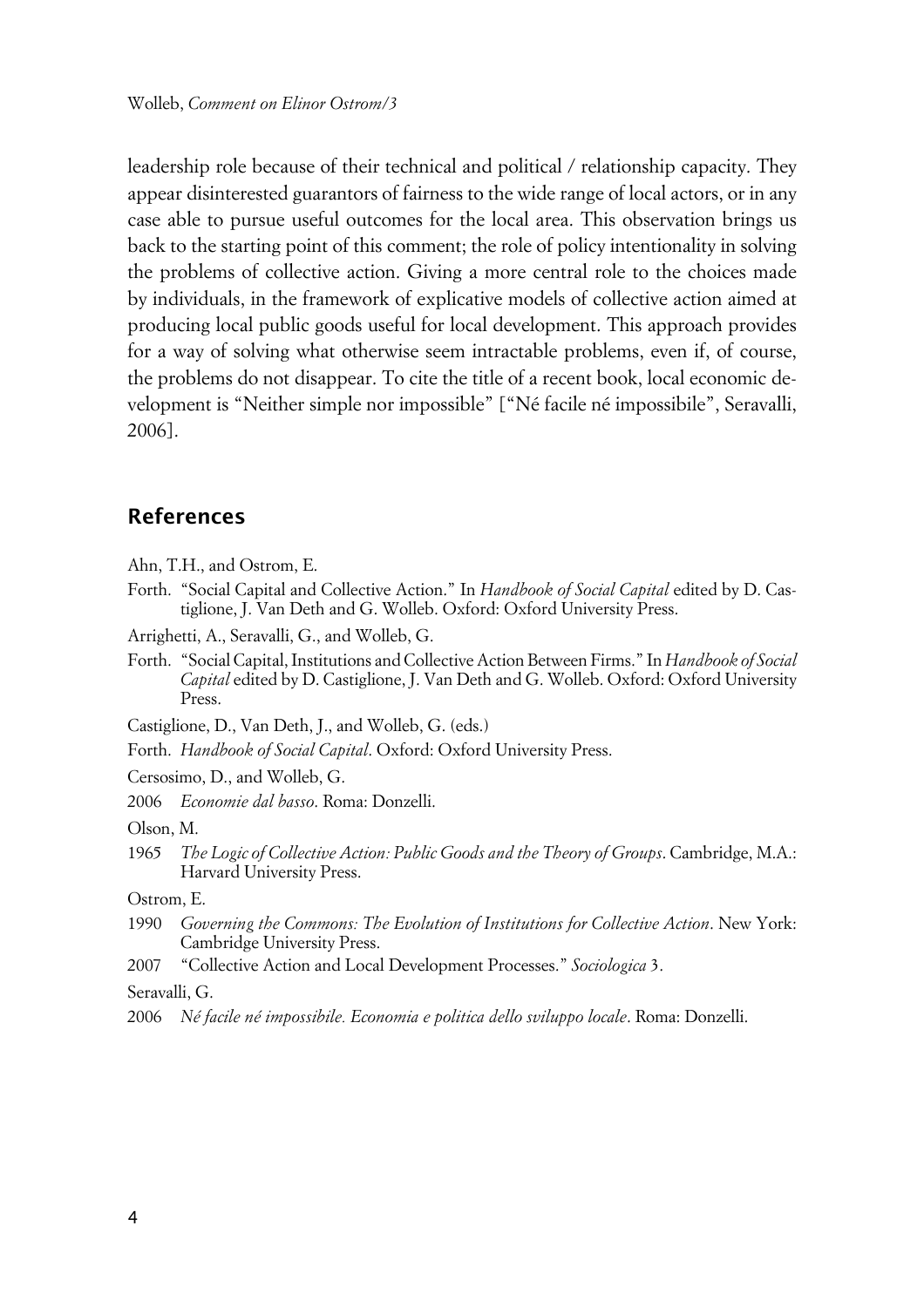leadership role because of their technical and political / relationship capacity. They appear disinterested guarantors of fairness to the wide range of local actors, or in any case able to pursue useful outcomes for the local area. This observation brings us back to the starting point of this comment; the role of policy intentionality in solving the problems of collective action. Giving a more central role to the choices made by individuals, in the framework of explicative models of collective action aimed at producing local public goods useful for local development. This approach provides for a way of solving what otherwise seem intractable problems, even if, of course, the problems do not disappear. To cite the title of a recent book, local economic development is "Neither simple nor impossible" ["Né facile né impossibile", Seravalli, 2006].

## References

Ahn, T.H., and Ostrom, E.

Forth. "Social Capital and Collective Action." In *Handbook of Social Capital* edited by D. Castiglione, J. Van Deth and G. Wolleb. Oxford: Oxford University Press.

Arrighetti, A., Seravalli, G., and Wolleb, G.

Forth. "Social Capital, Institutions and Collective Action Between Firms." In *Handbook of Social Capital* edited by D. Castiglione, J. Van Deth and G. Wolleb. Oxford: Oxford University Press.

Castiglione, D., Van Deth, J., and Wolleb, G. (eds.)

Forth. *Handbook of Social Capital*. Oxford: Oxford University Press.

Cersosimo, D., and Wolleb, G.

2006 *Economie dal basso*. Roma: Donzelli.

Olson, M.

1965 *The Logic of Collective Action: Public Goods and the Theory of Groups*. Cambridge, M.A.: Harvard University Press.

Ostrom, E.

1990 *Governing the Commons: The Evolution of Institutions for Collective Action*. New York: Cambridge University Press.

2007 "Collective Action and Local Development Processes." *Sociologica* 3.

Seravalli, G.

2006 *Né facile né impossibile. Economia e politica dello sviluppo locale*. Roma: Donzelli.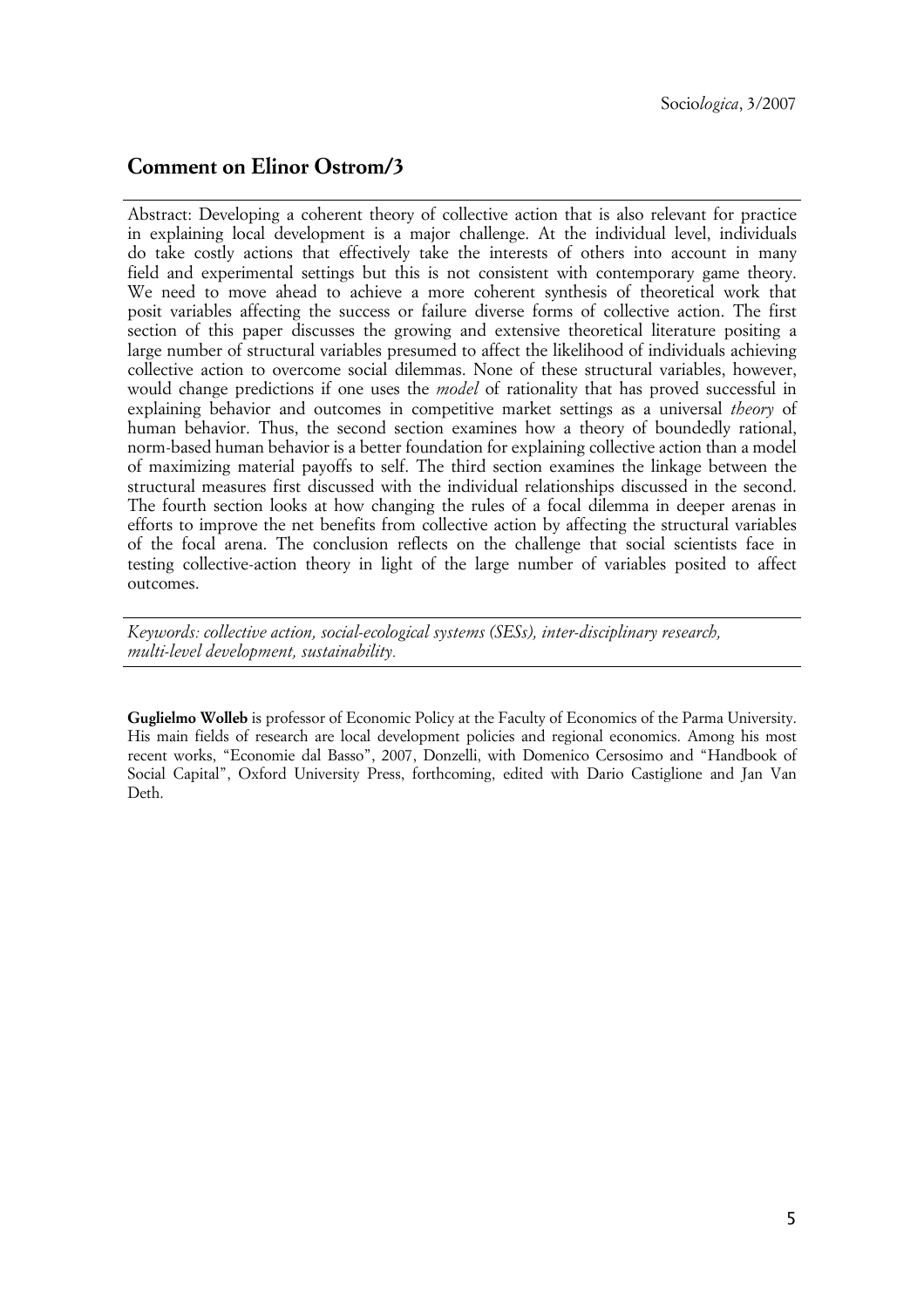## Comment on Elinor Ostrom/3

Abstract: Developing a coherent theory of collective action that is also relevant for practice in explaining local development is a major challenge. At the individual level, individuals do take costly actions that effectively take the interests of others into account in many field and experimental settings but this is not consistent with contemporary game theory. We need to move ahead to achieve a more coherent synthesis of theoretical work that posit variables affecting the success or failure diverse forms of collective action. The first section of this paper discusses the growing and extensive theoretical literature positing a large number of structural variables presumed to affect the likelihood of individuals achieving collective action to overcome social dilemmas. None of these structural variables, however, would change predictions if one uses the *model* of rationality that has proved successful in explaining behavior and outcomes in competitive market settings as a universal *theory* of human behavior. Thus, the second section examines how a theory of boundedly rational, norm-based human behavior is a better foundation for explaining collective action than a model of maximizing material payoffs to self. The third section examines the linkage between the structural measures first discussed with the individual relationships discussed in the second. The fourth section looks at how changing the rules of a focal dilemma in deeper arenas in efforts to improve the net benefits from collective action by affecting the structural variables of the focal arena. The conclusion reflects on the challenge that social scientists face in testing collective-action theory in light of the large number of variables posited to affect outcomes.

*Keywords: collective action, social-ecological systems (SESs), inter-disciplinary research, multi-level development, sustainability.*

**Guglielmo Wolleb** is professor of Economic Policy at the Faculty of Economics of the Parma University. His main fields of research are local development policies and regional economics. Among his most recent works, "Economie dal Basso", 2007, Donzelli, with Domenico Cersosimo and "Handbook of Social Capital", Oxford University Press, forthcoming, edited with Dario Castiglione and Jan Van Deth.